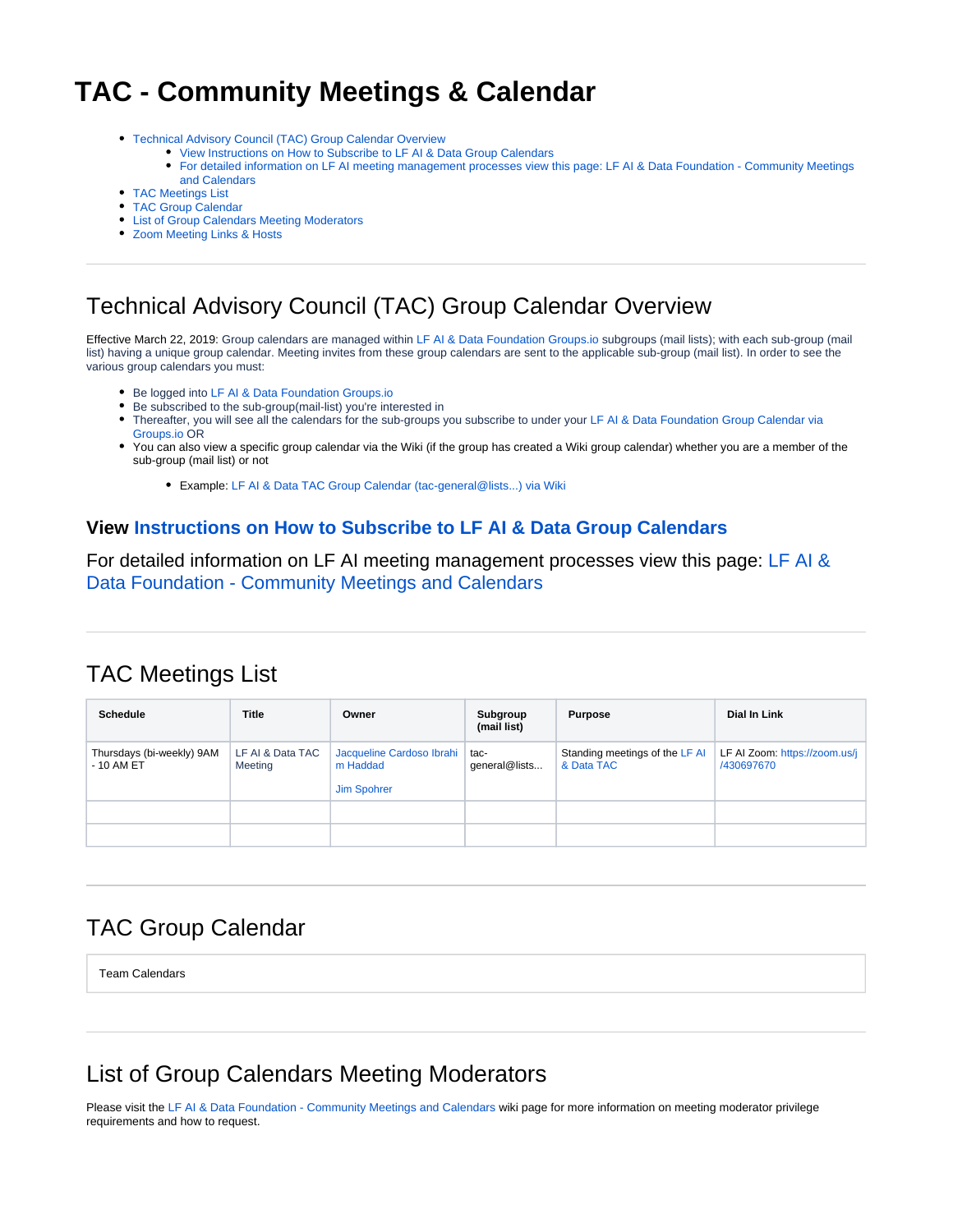# TAC - Community Meetings & Calendar

- Technical Advisory Council (TAC) Group Calendar Overview
  - View Instructions on How to Subscribe to LF AI & Data Group Calendars
  - For detailed information on LF AI meeting management processes view this page: LF AI & Data Foundation - Community Meetings and Calendars
- TAC Meetings List
- TAC Group Calendar
- List of Group Calendars Meeting Moderators
- Zoom Meeting Links & Hosts

---

## Technical Advisory Council (TAC) Group Calendar Overview

Effective March 22, 2019: Group calendars are managed within LF AI & Data Foundation Groups.io subgroups (mail lists); with each sub-group (mail list) having a unique group calendar. Meeting invites from these group calendars are sent to the applicable sub-group (mail list). In order to see the various group calendars you must:

- Be logged into LF AI & Data Foundation Groups.io
- Be subscribed to the sub-group(mail-list) you're interested in
- Thereafter, you will see all the calendars for the sub-groups you subscribe to under your LF AI & Data Foundation Group Calendar via Groups.io OR
- You can also view a specific group calendar via the Wiki (if the group has created a Wiki group calendar) whether you are a member of the sub-group (mail list) or not
  - Example: LF AI & Data TAC Group Calendar (tac-general@lists...) via Wiki

### View Instructions on How to Subscribe to LF AI & Data Group Calendars

For detailed information on LF AI meeting management processes view this page: LF AI & Data Foundation - Community Meetings and Calendars

---

## TAC Meetings List

| Schedule | Title | Owner | Subgroup (mail list) | Purpose | Dial In Link |
|---|---|---|---|---|---|
| Thursdays (bi-weekly) 9AM - 10 AM ET | LF AI & Data TAC Meeting | Jacqueline Cardoso Ibrahim Haddad<br><br>Jim Spohrer | tac-general@lists... | Standing meetings of the LF AI & Data TAC | LF AI Zoom: https://zoom.us/j/430697670 |
| | | | | | |
| | | | | | |

---

## TAC Group Calendar

Team Calendars

---

## List of Group Calendars Meeting Moderators

Please visit the LF AI & Data Foundation - Community Meetings and Calendars wiki page for more information on meeting moderator privilege requirements and how to request.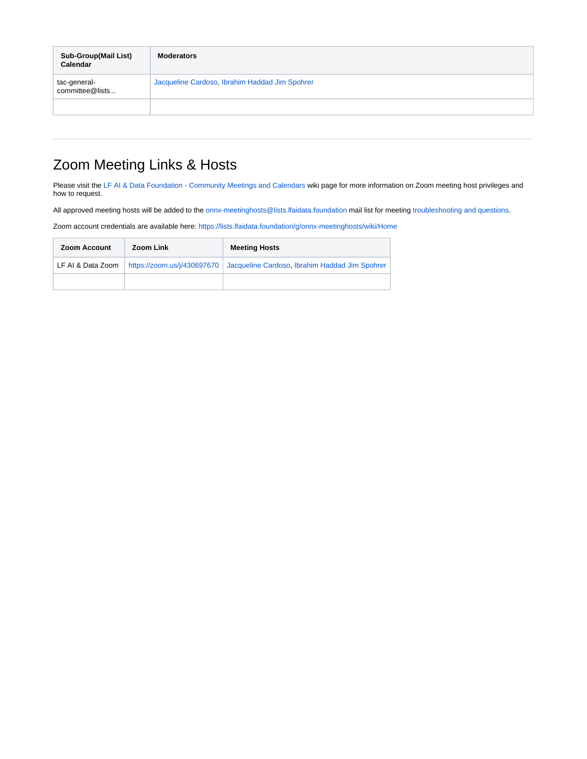| Sub-Group(Mail List) Calendar | Moderators |
|---|---|
| tac-general-committee@lists... | Jacqueline Cardoso, Ibrahim Haddad Jim Spohrer |
| | |

---

# Zoom Meeting Links & Hosts

Please visit the LF AI & Data Foundation - Community Meetings and Calendars wiki page for more information on Zoom meeting host privileges and how to request.

All approved meeting hosts will be added to the onnx-meetinghosts@lists.lfaidata.foundation mail list for meeting troubleshooting and questions.

Zoom account credentials are available here: https://lists.lfaidata.foundation/g/onnx-meetinghosts/wiki/Home

| Zoom Account | Zoom Link | Meeting Hosts |
|---|---|---|
| LF AI & Data Zoom | https://zoom.us/j/430697670 | Jacqueline Cardoso, Ibrahim Haddad Jim Spohrer |
| | | |